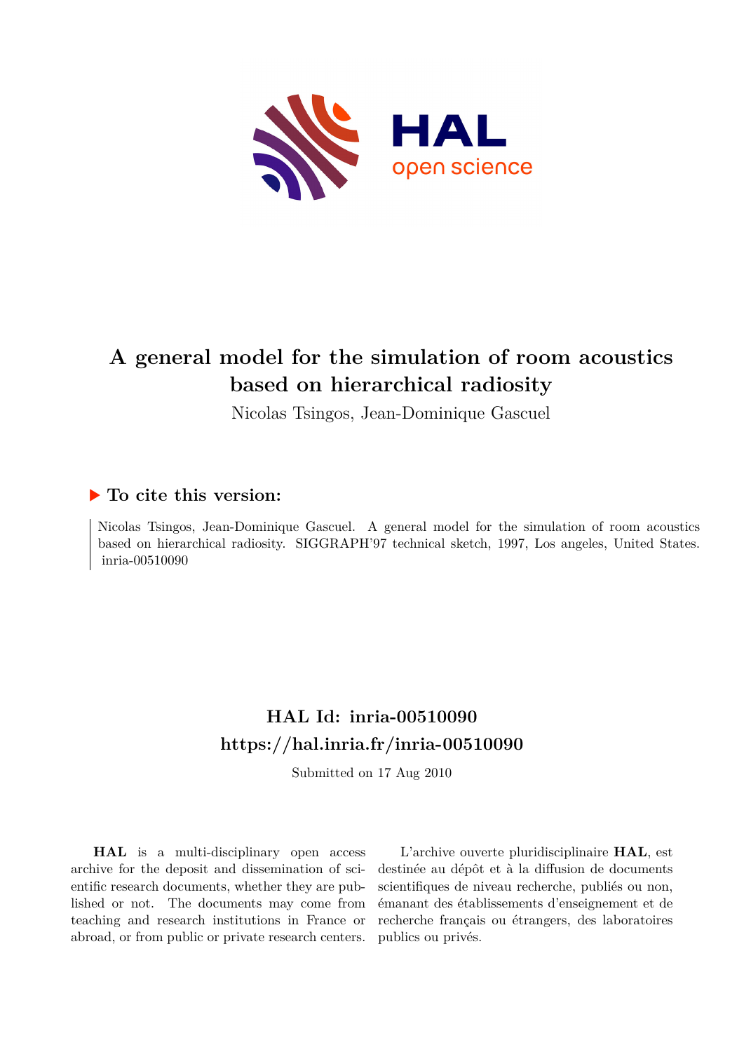# A general model for the simulation of room acoustics based on hierarchical radiosity

Nicolas Tsingos, Jean-Dominique Gascuel

## To cite this version:

Nicolas Tsingos, Jean-Dominique Gascuel. A general model for the simulation of room acoustics based on hierarchical radiosity. SIGGRAPH'97 technical sketch, 1997, Los angeles, United States. inria-00510090

## HAL Id: inria-00510090
## https://hal.inria.fr/inria-00510090

Submitted on 17 Aug 2010

**HAL** is a multi-disciplinary open access archive for the deposit and dissemination of scientific research documents, whether they are published or not. The documents may come from teaching and research institutions in France or abroad, or from public or private research centers.

L'archive ouverte pluridisciplinaire **HAL**, est destinée au dépôt et à la diffusion de documents scientifiques de niveau recherche, publiés ou non, émanant des établissements d'enseignement et de recherche français ou étrangers, des laboratoires publics ou privés.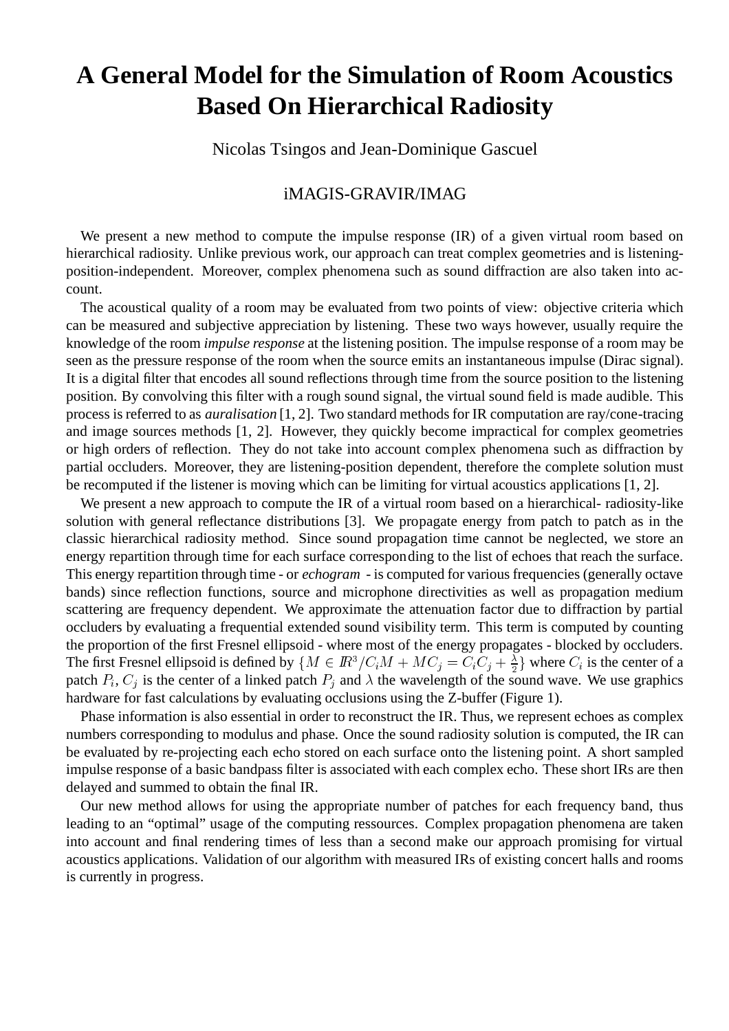# A General Model for the Simulation of Room Acoustics Based On Hierarchical Radiosity

Nicolas Tsingos and Jean-Dominique Gascuel

iMAGIS-GRAVIR/IMAG

We present a new method to compute the impulse response (IR) of a given virtual room based on hierarchical radiosity. Unlike previous work, our approach can treat complex geometries and is listening-position-independent. Moreover, complex phenomena such as sound diffraction are also taken into account.

The acoustical quality of a room may be evaluated from two points of view: objective criteria which can be measured and subjective appreciation by listening. These two ways however, usually require the knowledge of the room *impulse response* at the listening position. The impulse response of a room may be seen as the pressure response of the room when the source emits an instantaneous impulse (Dirac signal). It is a digital filter that encodes all sound reflections through time from the source position to the listening position. By convolving this filter with a rough sound signal, the virtual sound field is made audible. This process is referred to as *auralisation* [1, 2]. Two standard methods for IR computation are ray/cone-tracing and image sources methods [1, 2]. However, they quickly become impractical for complex geometries or high orders of reflection. They do not take into account complex phenomena such as diffraction by partial occluders. Moreover, they are listening-position dependent, therefore the complete solution must be recomputed if the listener is moving which can be limiting for virtual acoustics applications [1, 2].

We present a new approach to compute the IR of a virtual room based on a hierarchical- radiosity-like solution with general reflectance distributions [3]. We propagate energy from patch to patch as in the classic hierarchical radiosity method. Since sound propagation time cannot be neglected, we store an energy repartition through time for each surface corresponding to the list of echoes that reach the surface. This energy repartition through time - or *echogram* - is computed for various frequencies (generally octave bands) since reflection functions, source and microphone directivities as well as propagation medium scattering are frequency dependent. We approximate the attenuation factor due to diffraction by partial occluders by evaluating a frequential extended sound visibility term. This term is computed by counting the proportion of the first Fresnel ellipsoid - where most of the energy propagates - blocked by occluders. The first Fresnel ellipsoid is defined by $\{M \in I\!R^3 / C_iM + MC_j = C_iC_j + \frac{\lambda}{2}\}$ where $C_i$ is the center of a patch $P_i$, $C_j$ is the center of a linked patch $P_j$ and $\lambda$ the wavelength of the sound wave. We use graphics hardware for fast calculations by evaluating occlusions using the Z-buffer (Figure 1).

Phase information is also essential in order to reconstruct the IR. Thus, we represent echoes as complex numbers corresponding to modulus and phase. Once the sound radiosity solution is computed, the IR can be evaluated by re-projecting each echo stored on each surface onto the listening point. A short sampled impulse response of a basic bandpass filter is associated with each complex echo. These short IRs are then delayed and summed to obtain the final IR.

Our new method allows for using the appropriate number of patches for each frequency band, thus leading to an "optimal" usage of the computing ressources. Complex propagation phenomena are taken into account and final rendering times of less than a second make our approach promising for virtual acoustics applications. Validation of our algorithm with measured IRs of existing concert halls and rooms is currently in progress.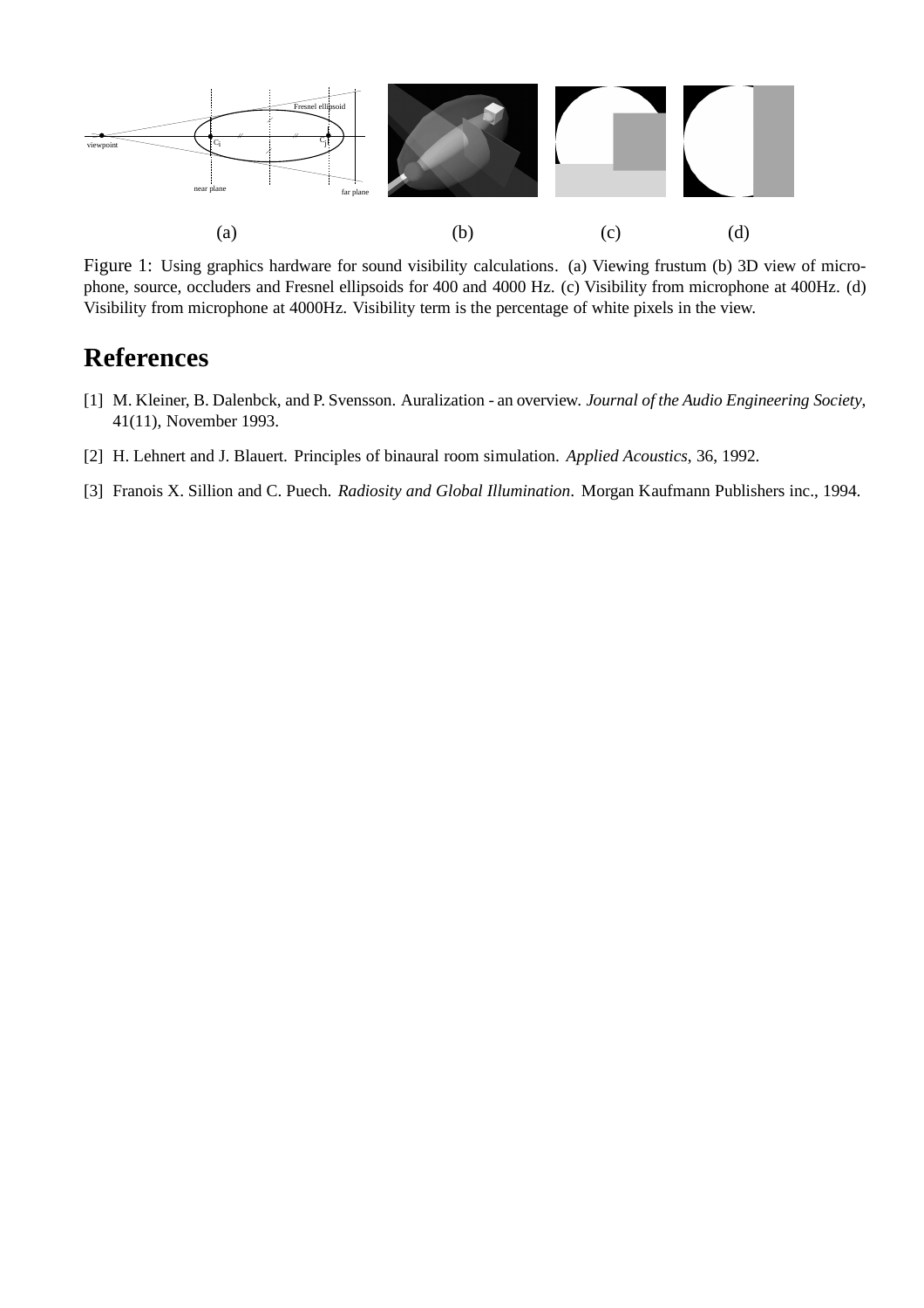Fresnel ellipsoid

viewpoint

$C_i$

$C_j$

near plane

far plane

(a) (b) (c) (d)

Figure 1: Using graphics hardware for sound visibility calculations. (a) Viewing frustum (b) 3D view of microphone, source, occluders and Fresnel ellipsoids for 400 and 4000 Hz. (c) Visibility from microphone at 400Hz. (d) Visibility from microphone at 4000Hz. Visibility term is the percentage of white pixels in the view.

# References

[1] M. Kleiner, B. Dalenbck, and P. Svensson. Auralization - an overview. *Journal of the Audio Engineering Society*, 41(11), November 1993.

[2] H. Lehnert and J. Blauert. Principles of binaural room simulation. *Applied Acoustics*, 36, 1992.

[3] Franois X. Sillion and C. Puech. *Radiosity and Global Illumination*. Morgan Kaufmann Publishers inc., 1994.